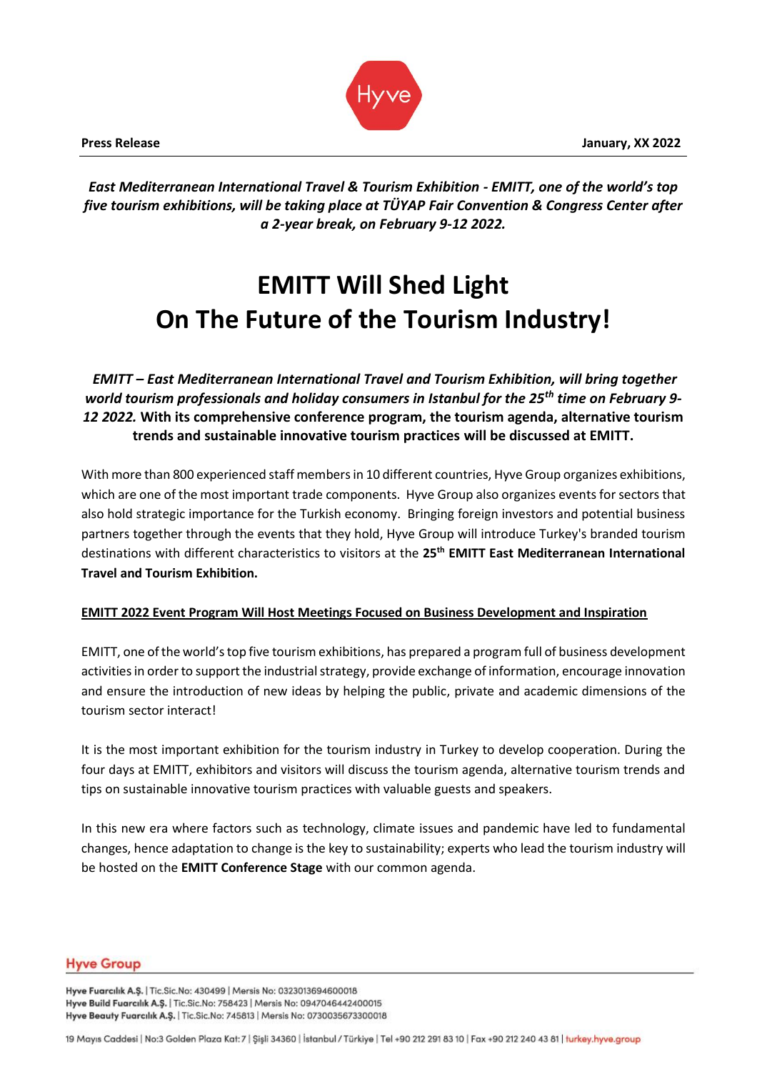Press Release

January, XX 2022

*East Mediterranean International Travel & Tourism Exhibition - EMITT, one of the world's top five tourism exhibitions, will be taking place at TÜYAP Fair Convention & Congress Center after a 2-year break, on February 9-12 2022.*

# EMITT Will Shed Light On The Future of the Tourism Industry!

***EMITT – East Mediterranean International Travel and Tourism Exhibition, will bring together world tourism professionals and holiday consumers in Istanbul for the 25th time on February 9-12 2022.*** **With its comprehensive conference program, the tourism agenda, alternative tourism trends and sustainable innovative tourism practices will be discussed at EMITT.**

With more than 800 experienced staff members in 10 different countries, Hyve Group organizes exhibitions, which are one of the most important trade components. Hyve Group also organizes events for sectors that also hold strategic importance for the Turkish economy. Bringing foreign investors and potential business partners together through the events that they hold, Hyve Group will introduce Turkey's branded tourism destinations with different characteristics to visitors at the **25th EMITT East Mediterranean International Travel and Tourism Exhibition.**

## EMITT 2022 Event Program Will Host Meetings Focused on Business Development and Inspiration

EMITT, one of the world's top five tourism exhibitions, has prepared a program full of business development activities in order to support the industrial strategy, provide exchange of information, encourage innovation and ensure the introduction of new ideas by helping the public, private and academic dimensions of the tourism sector interact!

It is the most important exhibition for the tourism industry in Turkey to develop cooperation. During the four days at EMITT, exhibitors and visitors will discuss the tourism agenda, alternative tourism trends and tips on sustainable innovative tourism practices with valuable guests and speakers.

In this new era where factors such as technology, climate issues and pandemic have led to fundamental changes, hence adaptation to change is the key to sustainability; experts who lead the tourism industry will be hosted on the **EMITT Conference Stage** with our common agenda.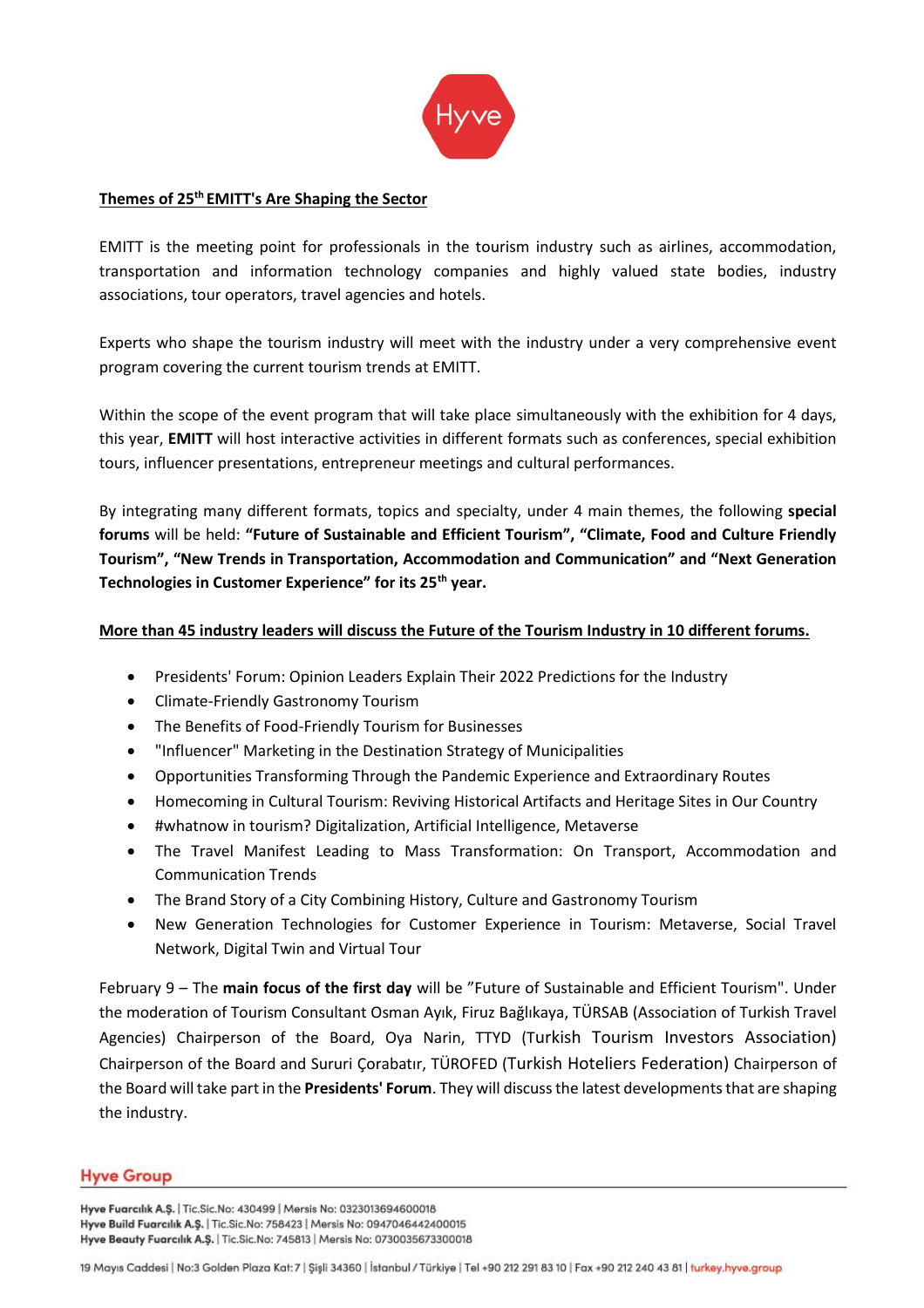**Themes of 25th EMITT's Are Shaping the Sector**

EMITT is the meeting point for professionals in the tourism industry such as airlines, accommodation, transportation and information technology companies and highly valued state bodies, industry associations, tour operators, travel agencies and hotels.

Experts who shape the tourism industry will meet with the industry under a very comprehensive event program covering the current tourism trends at EMITT.

Within the scope of the event program that will take place simultaneously with the exhibition for 4 days, this year, **EMITT** will host interactive activities in different formats such as conferences, special exhibition tours, influencer presentations, entrepreneur meetings and cultural performances.

By integrating many different formats, topics and specialty, under 4 main themes, the following **special forums** will be held: **"Future of Sustainable and Efficient Tourism", "Climate, Food and Culture Friendly Tourism", "New Trends in Transportation, Accommodation and Communication" and "Next Generation Technologies in Customer Experience" for its 25th year.**

**More than 45 industry leaders will discuss the Future of the Tourism Industry in 10 different forums.**

- Presidents' Forum: Opinion Leaders Explain Their 2022 Predictions for the Industry
- Climate-Friendly Gastronomy Tourism
- The Benefits of Food-Friendly Tourism for Businesses
- "Influencer" Marketing in the Destination Strategy of Municipalities
- Opportunities Transforming Through the Pandemic Experience and Extraordinary Routes
- Homecoming in Cultural Tourism: Reviving Historical Artifacts and Heritage Sites in Our Country
- #whatnow in tourism? Digitalization, Artificial Intelligence, Metaverse
- The Travel Manifest Leading to Mass Transformation: On Transport, Accommodation and Communication Trends
- The Brand Story of a City Combining History, Culture and Gastronomy Tourism
- New Generation Technologies for Customer Experience in Tourism: Metaverse, Social Travel Network, Digital Twin and Virtual Tour

February 9 – The **main focus of the first day** will be "Future of Sustainable and Efficient Tourism". Under the moderation of Tourism Consultant Osman Ayık, Firuz Bağlıkaya, TÜRSAB (Association of Turkish Travel Agencies) Chairperson of the Board, Oya Narin, TTYD (Turkish Tourism Investors Association) Chairperson of the Board and Sururi Çorabatır, TÜROFED (Turkish Hoteliers Federation) Chairperson of the Board will take part in the **Presidents' Forum**. They will discuss the latest developments that are shaping the industry.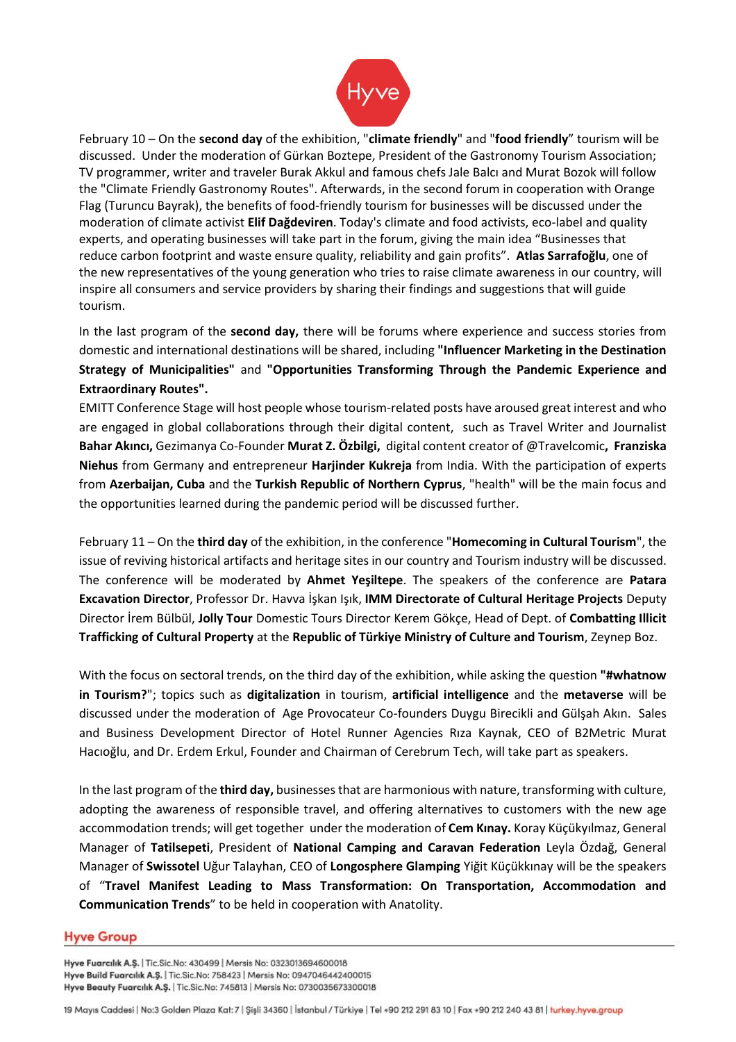February 10 – On the **second day** of the exhibition, "**climate friendly**" and "**food friendly**" tourism will be discussed. Under the moderation of Gürkan Boztepe, President of the Gastronomy Tourism Association; TV programmer, writer and traveler Burak Akkul and famous chefs Jale Balcı and Murat Bozok will follow the "Climate Friendly Gastronomy Routes". Afterwards, in the second forum in cooperation with Orange Flag (Turuncu Bayrak), the benefits of food-friendly tourism for businesses will be discussed under the moderation of climate activist **Elif Dağdeviren**. Today's climate and food activists, eco-label and quality experts, and operating businesses will take part in the forum, giving the main idea "Businesses that reduce carbon footprint and waste ensure quality, reliability and gain profits". **Atlas Sarrafoğlu**, one of the new representatives of the young generation who tries to raise climate awareness in our country, will inspire all consumers and service providers by sharing their findings and suggestions that will guide tourism.

In the last program of the **second day,** there will be forums where experience and success stories from domestic and international destinations will be shared, including **"Influencer Marketing in the Destination Strategy of Municipalities"** and **"Opportunities Transforming Through the Pandemic Experience and Extraordinary Routes".**

EMITT Conference Stage will host people whose tourism-related posts have aroused great interest and who are engaged in global collaborations through their digital content, such as Travel Writer and Journalist **Bahar Akıncı,** Gezimanya Co-Founder **Murat Z. Özbilgi,** digital content creator of @Travelcomic**, Franziska Niehus** from Germany and entrepreneur **Harjinder Kukreja** from India. With the participation of experts from **Azerbaijan, Cuba** and the **Turkish Republic of Northern Cyprus**, "health" will be the main focus and the opportunities learned during the pandemic period will be discussed further.

February 11 – On the **third day** of the exhibition, in the conference "**Homecoming in Cultural Tourism**", the issue of reviving historical artifacts and heritage sites in our country and Tourism industry will be discussed. The conference will be moderated by **Ahmet Yeşiltepe**. The speakers of the conference are **Patara Excavation Director**, Professor Dr. Havva İşkan Işık, **IMM Directorate of Cultural Heritage Projects** Deputy Director İrem Bülbül, **Jolly Tour** Domestic Tours Director Kerem Gökçe, Head of Dept. of **Combatting Illicit Trafficking of Cultural Property** at the **Republic of Türkiye Ministry of Culture and Tourism**, Zeynep Boz.

With the focus on sectoral trends, on the third day of the exhibition, while asking the question **"#whatnow in Tourism?**"; topics such as **digitalization** in tourism, **artificial intelligence** and the **metaverse** will be discussed under the moderation of Age Provocateur Co-founders Duygu Birecikli and Gülşah Akın. Sales and Business Development Director of Hotel Runner Agencies Rıza Kaynak, CEO of B2Metric Murat Hacıoğlu, and Dr. Erdem Erkul, Founder and Chairman of Cerebrum Tech, will take part as speakers.

In the last program of the **third day,** businesses that are harmonious with nature, transforming with culture, adopting the awareness of responsible travel, and offering alternatives to customers with the new age accommodation trends; will get together under the moderation of **Cem Kınay.** Koray Küçükyılmaz, General Manager of **Tatilsepeti**, President of **National Camping and Caravan Federation** Leyla Özdağ, General Manager of **Swissotel** Uğur Talayhan, CEO of **Longosphere Glamping** Yiğit Küçükkınay will be the speakers of "**Travel Manifest Leading to Mass Transformation: On Transportation, Accommodation and Communication Trends**" to be held in cooperation with Anatolity.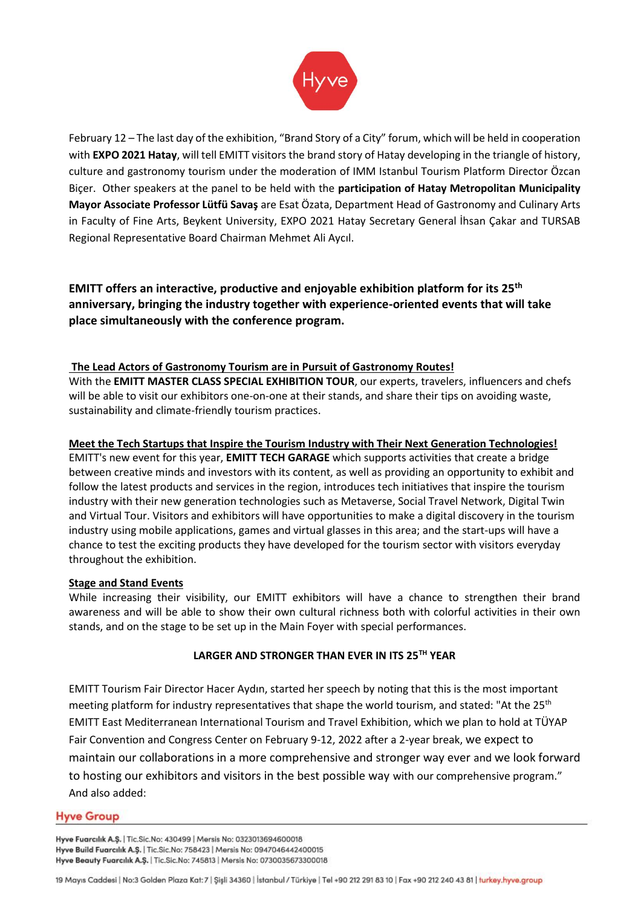February 12 – The last day of the exhibition, "Brand Story of a City" forum, which will be held in cooperation with **EXPO 2021 Hatay**, will tell EMITT visitors the brand story of Hatay developing in the triangle of history, culture and gastronomy tourism under the moderation of IMM Istanbul Tourism Platform Director Özcan Biçer. Other speakers at the panel to be held with the **participation of Hatay Metropolitan Municipality Mayor Associate Professor Lütfü Savaş** are Esat Özata, Department Head of Gastronomy and Culinary Arts in Faculty of Fine Arts, Beykent University, EXPO 2021 Hatay Secretary General İhsan Çakar and TURSAB Regional Representative Board Chairman Mehmet Ali Aycıl.

**EMITT offers an interactive, productive and enjoyable exhibition platform for its 25th anniversary, bringing the industry together with experience-oriented events that will take place simultaneously with the conference program.**

**The Lead Actors of Gastronomy Tourism are in Pursuit of Gastronomy Routes!**

With the **EMITT MASTER CLASS SPECIAL EXHIBITION TOUR**, our experts, travelers, influencers and chefs will be able to visit our exhibitors one-on-one at their stands, and share their tips on avoiding waste, sustainability and climate-friendly tourism practices.

**Meet the Tech Startups that Inspire the Tourism Industry with Their Next Generation Technologies!**

EMITT's new event for this year, **EMITT TECH GARAGE** which supports activities that create a bridge between creative minds and investors with its content, as well as providing an opportunity to exhibit and follow the latest products and services in the region, introduces tech initiatives that inspire the tourism industry with their new generation technologies such as Metaverse, Social Travel Network, Digital Twin and Virtual Tour. Visitors and exhibitors will have opportunities to make a digital discovery in the tourism industry using mobile applications, games and virtual glasses in this area; and the start-ups will have a chance to test the exciting products they have developed for the tourism sector with visitors everyday throughout the exhibition.

**Stage and Stand Events**

While increasing their visibility, our EMITT exhibitors will have a chance to strengthen their brand awareness and will be able to show their own cultural richness both with colorful activities in their own stands, and on the stage to be set up in the Main Foyer with special performances.

**LARGER AND STRONGER THAN EVER IN ITS 25TH YEAR**

EMITT Tourism Fair Director Hacer Aydın, started her speech by noting that this is the most important meeting platform for industry representatives that shape the world tourism, and stated: "At the 25th EMITT East Mediterranean International Tourism and Travel Exhibition, which we plan to hold at TÜYAP Fair Convention and Congress Center on February 9-12, 2022 after a 2-year break, we expect to maintain our collaborations in a more comprehensive and stronger way ever and we look forward to hosting our exhibitors and visitors in the best possible way with our comprehensive program." And also added: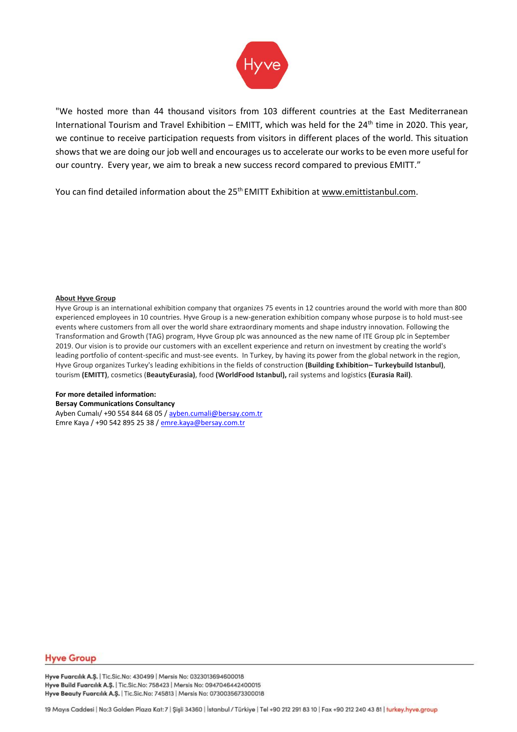"We hosted more than 44 thousand visitors from 103 different countries at the East Mediterranean International Tourism and Travel Exhibition – EMITT, which was held for the 24th time in 2020. This year, we continue to receive participation requests from visitors in different places of the world. This situation shows that we are doing our job well and encourages us to accelerate our works to be even more useful for our country. Every year, we aim to break a new success record compared to previous EMITT."

You can find detailed information about the 25th EMITT Exhibition at www.emittistanbul.com.

**About Hyve Group**

Hyve Group is an international exhibition company that organizes 75 events in 12 countries around the world with more than 800 experienced employees in 10 countries. Hyve Group is a new-generation exhibition company whose purpose is to hold must-see events where customers from all over the world share extraordinary moments and shape industry innovation. Following the Transformation and Growth (TAG) program, Hyve Group plc was announced as the new name of ITE Group plc in September 2019. Our vision is to provide our customers with an excellent experience and return on investment by creating the world's leading portfolio of content-specific and must-see events. In Turkey, by having its power from the global network in the region, Hyve Group organizes Turkey's leading exhibitions in the fields of construction **(Building Exhibition– Turkeybuild Istanbul)**, tourism **(EMITT)**, cosmetics (**BeautyEurasia)**, food **(WorldFood Istanbul),** rail systems and logistics **(Eurasia Rail)**.

**For more detailed information:**
**Bersay Communications Consultancy**
Ayben Cumalı/ +90 554 844 68 05 / ayben.cumali@bersay.com.tr
Emre Kaya / +90 542 895 25 38 / emre.kaya@bersay.com.tr

**Hyve Group**

**Hyve Fuarcılık A.Ş.** | Tic.Sic.No: 430499 | Mersis No: 0323013694600018
**Hyve Build Fuarcılık A.Ş.** | Tic.Sic.No: 758423 | Mersis No: 0947046442400015
**Hyve Beauty Fuarcılık A.Ş.** | Tic.Sic.No: 745813 | Mersis No: 0730035673300018

19 Mayıs Caddesi | No:3 Golden Plaza Kat:7 | Şişli 34360 | İstanbul / Türkiye | Tel +90 212 291 83 10 | Fax +90 212 240 43 81 | turkey.hyve.group